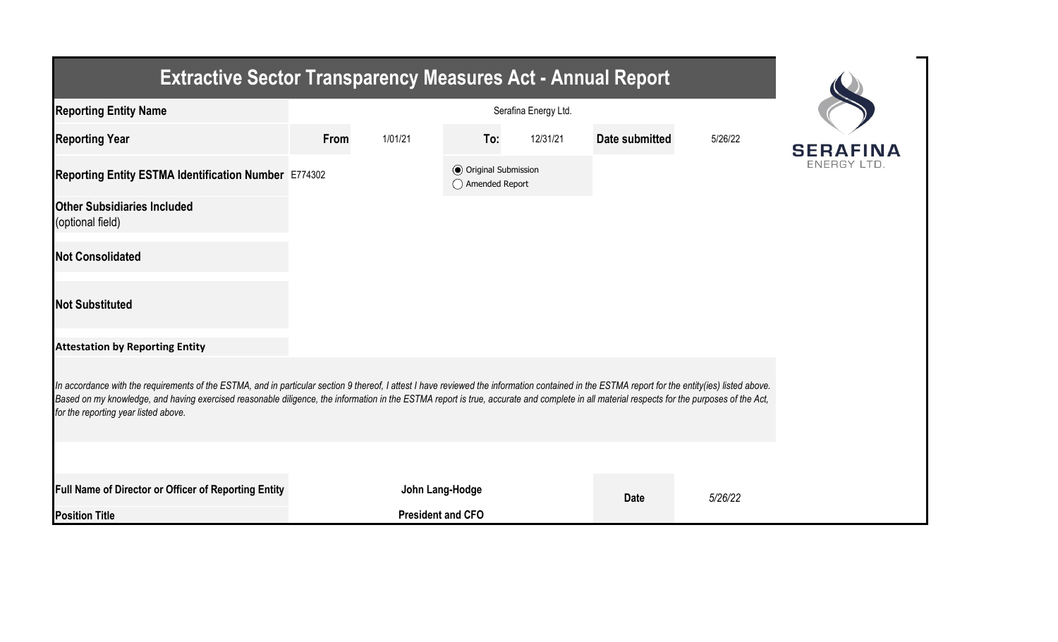# Extractive Sector Transparency Measures Act - Annual Report

| Reporting Entity Name | Serafina Energy Ltd. | | | | |
|---|---|---|---|---|---|
| Reporting Year | From | 1/01/21 | To: | 12/31/21 | Date submitted: 5/26/22 |
| Reporting Entity ESTMA Identification Number | E774302 | | ◉ Original Submission ◯ Amended Report | | |
| Other Subsidiaries Included (optional field) | | | | | |
| Not Consolidated | | | | | |
| Not Substituted | | | | | |

**Attestation by Reporting Entity**

*In accordance with the requirements of the ESTMA, and in particular section 9 thereof, I attest I have reviewed the information contained in the ESTMA report for the entity(ies) listed above. Based on my knowledge, and having exercised reasonable diligence, the information in the ESTMA report is true, accurate and complete in all material respects for the purposes of the Act, for the reporting year listed above.*

| Full Name of Director or Officer of Reporting Entity | John Lang-Hodge | Date | 5/26/22 |
|---|---|---|---|
| Position Title | President and CFO | | |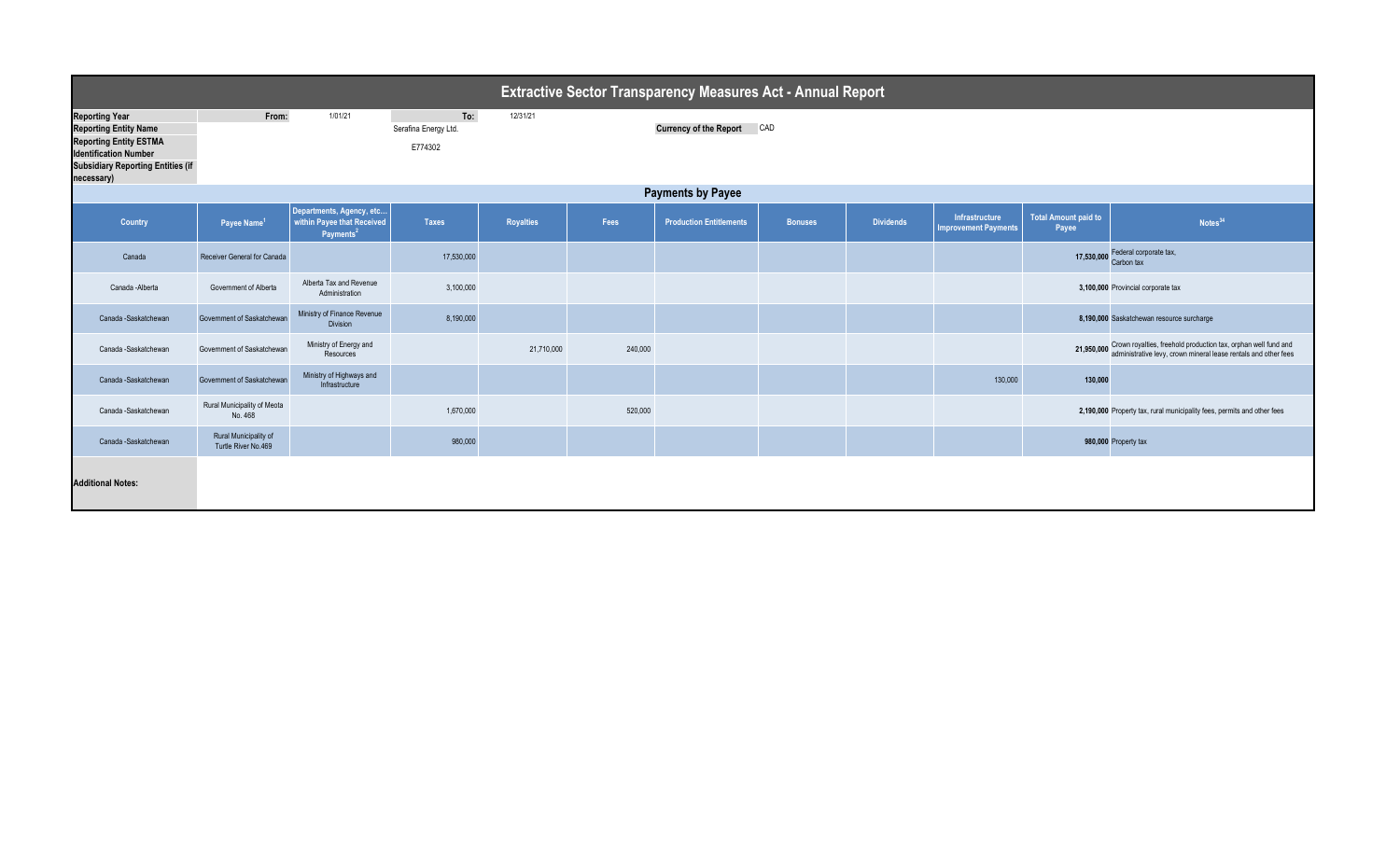# Extractive Sector Transparency Measures Act - Annual Report

| | | | | |
|---|---|---|---|---|
| **Reporting Year** | **From:** | 1/01/21 | **To:** | 12/31/21 |
| **Reporting Entity Name** | | Serafina Energy Ltd. | | |
| **Reporting Entity ESTMA Identification Number** | | E774302 | | |
| **Subsidiary Reporting Entities (if necessary)** | | | | |

**Currency of the Report** CAD

## Payments by Payee

| Country | Payee Name[1] | Departments, Agency, etc... within Payee that Received Payments[2] | Taxes | Royalties | Fees | Production Entitlements | Bonuses | Dividends | Infrastructure Improvement Payments | Total Amount paid to Payee | Notes[34] |
|---|---|---|---|---|---|---|---|---|---|---|---|
| Canada | Receiver General for Canada | | 17,530,000 | | | | | | | **17,530,000** | Federal corporate tax, Carbon tax |
| Canada -Alberta | Government of Alberta | Alberta Tax and Revenue Administration | 3,100,000 | | | | | | | **3,100,000** | Provincial corporate tax |
| Canada -Saskatchewan | Government of Saskatchewan | Ministry of Finance Revenue Division | 8,190,000 | | | | | | | **8,190,000** | Saskatchewan resource surcharge |
| Canada -Saskatchewan | Government of Saskatchewan | Ministry of Energy and Resources | | 21,710,000 | 240,000 | | | | | **21,950,000** | Crown royalties, freehold production tax, orphan well fund and administrative levy, crown mineral lease rentals and other fees |
| Canada -Saskatchewan | Government of Saskatchewan | Ministry of Highways and Infrastructure | | | | | | | 130,000 | **130,000** | |
| Canada -Saskatchewan | Rural Municipality of Meota No. 468 | | 1,670,000 | | 520,000 | | | | | **2,190,000** | Property tax, rural municipality fees, permits and other fees |
| Canada -Saskatchewan | Rural Municipality of Turtle River No.469 | | 980,000 | | | | | | | **980,000** | Property tax |

**Additional Notes:**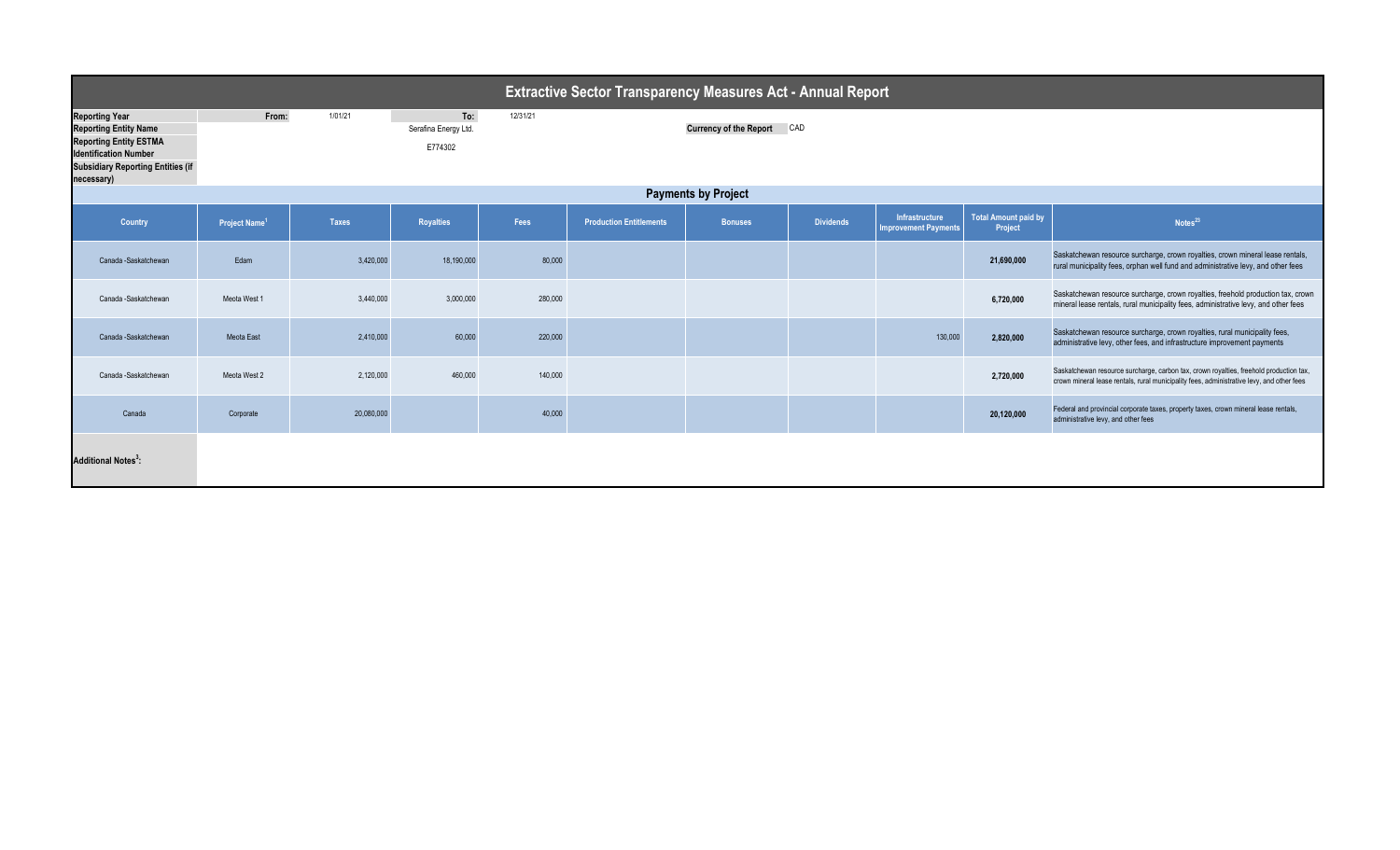# Extractive Sector Transparency Measures Act - Annual Report

| | | | | | |
|---|---|---|---|---|---|
| **Reporting Year** | From: | 1/01/21 | To: | 12/31/21 | |
| **Reporting Entity Name** | | | Serafina Energy Ltd. | **Currency of the Report** | CAD |
| **Reporting Entity ESTMA Identification Number** | | | E774302 | | |
| **Subsidiary Reporting Entities (if necessary)** | | | | | |

## Payments by Project

| Country | Project Name[1] | Taxes | Royalties | Fees | Production Entitlements | Bonuses | Dividends | Infrastructure Improvement Payments | Total Amount paid by Project | Notes[23] |
|---|---|---|---|---|---|---|---|---|---|---|
| Canada -Saskatchewan | Edam | 3,420,000 | 18,190,000 | 80,000 | | | | | **21,690,000** | Saskatchewan resource surcharge, crown royalties, crown mineral lease rentals, rural municipality fees, orphan well fund and administrative levy, and other fees |
| Canada -Saskatchewan | Meota West 1 | 3,440,000 | 3,000,000 | 280,000 | | | | | **6,720,000** | Saskatchewan resource surcharge, crown royalties, freehold production tax, crown mineral lease rentals, rural municipality fees, administrative levy, and other fees |
| Canada -Saskatchewan | Meota East | 2,410,000 | 60,000 | 220,000 | | | | 130,000 | **2,820,000** | Saskatchewan resource surcharge, crown royalties, rural municipality fees, administrative levy, other fees, and infrastructure improvement payments |
| Canada -Saskatchewan | Meota West 2 | 2,120,000 | 460,000 | 140,000 | | | | | **2,720,000** | Saskatchewan resource surcharge, carbon tax, crown royalties, freehold production tax, crown mineral lease rentals, rural municipality fees, administrative levy, and other fees |
| Canada | Corporate | 20,080,000 | | 40,000 | | | | | **20,120,000** | Federal and provincial corporate taxes, property taxes, crown mineral lease rentals, administrative levy, and other fees |

**Additional Notes[3]:**